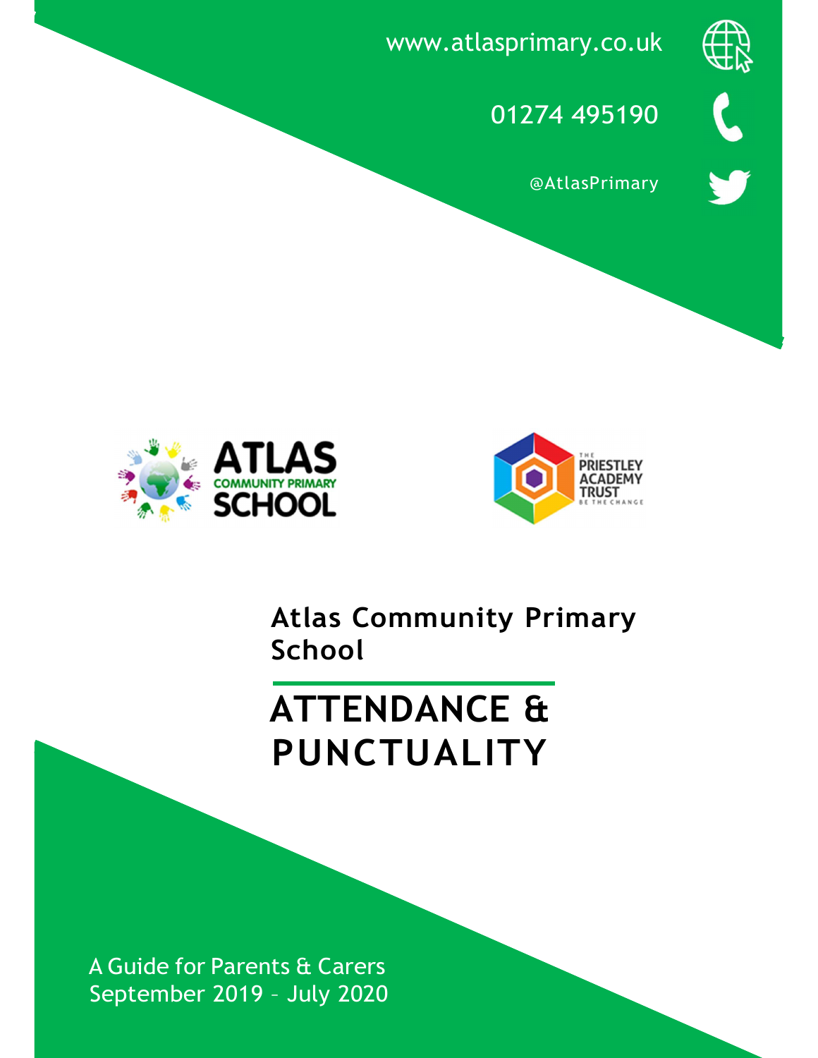www.atlasprimary.co.uk

01274 495190

@AtlasPrimary

ATLAS COMMUNITY PRIMARY SCHOOL

THE PRIESTLEY ACADEMY TRUST
BE THE CHANGE

**Atlas Community Primary School**

# ATTENDANCE & PUNCTUALITY

A Guide for Parents & Carers
September 2019 – July 2020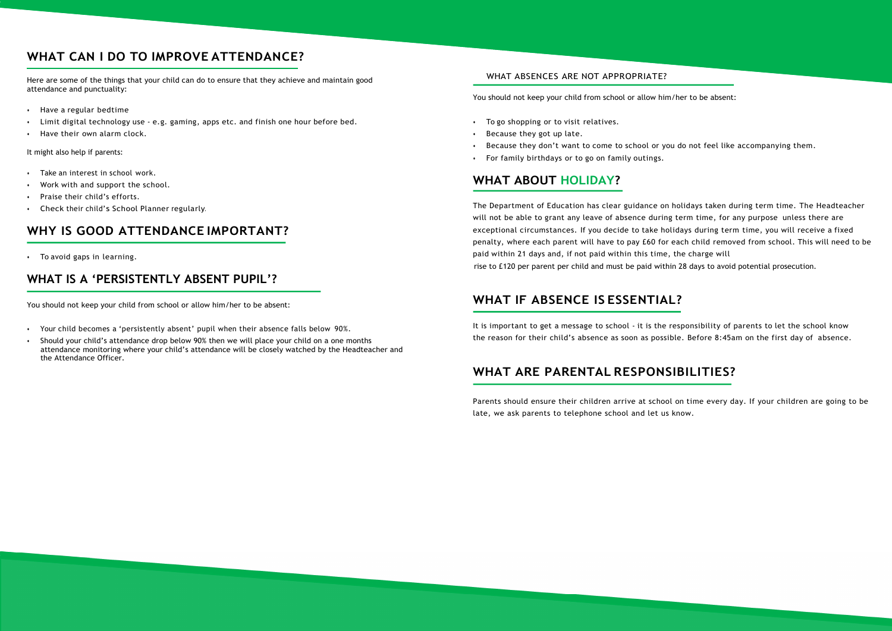## WHAT CAN I DO TO IMPROVE ATTENDANCE?

Here are some of the things that your child can do to ensure that they achieve and maintain good attendance and punctuality:

- Have a regular bedtime
- Limit digital technology use - e.g. gaming, apps etc. and finish one hour before bed.
- Have their own alarm clock.

It might also help if parents:

- Take an interest in school work.
- Work with and support the school.
- Praise their child's efforts.
- Check their child's School Planner regularly.

## WHY IS GOOD ATTENDANCE IMPORTANT?

- To avoid gaps in learning.

## WHAT IS A 'PERSISTENTLY ABSENT PUPIL'?

You should not keep your child from school or allow him/her to be absent:

- Your child becomes a 'persistently absent' pupil when their absence falls below 90%.
- Should your child's attendance drop below 90% then we will place your child on a one months attendance monitoring where your child's attendance will be closely watched by the Headteacher and the Attendance Officer.

### WHAT ABSENCES ARE NOT APPROPRIATE?

You should not keep your child from school or allow him/her to be absent:

- To go shopping or to visit relatives.
- Because they got up late.
- Because they don't want to come to school or you do not feel like accompanying them.
- For family birthdays or to go on family outings.

## WHAT ABOUT HOLIDAY?

The Department of Education has clear guidance on holidays taken during term time. The Headteacher will not be able to grant any leave of absence during term time, for any purpose unless there are exceptional circumstances. If you decide to take holidays during term time, you will receive a fixed penalty, where each parent will have to pay £60 for each child removed from school. This will need to be paid within 21 days and, if not paid within this time, the charge will rise to £120 per parent per child and must be paid within 28 days to avoid potential prosecution.

## WHAT IF ABSENCE IS ESSENTIAL?

It is important to get a message to school - it is the responsibility of parents to let the school know the reason for their child's absence as soon as possible. Before 8:45am on the first day of absence.

## WHAT ARE PARENTAL RESPONSIBILITIES?

Parents should ensure their children arrive at school on time every day. If your children are going to be late, we ask parents to telephone school and let us know.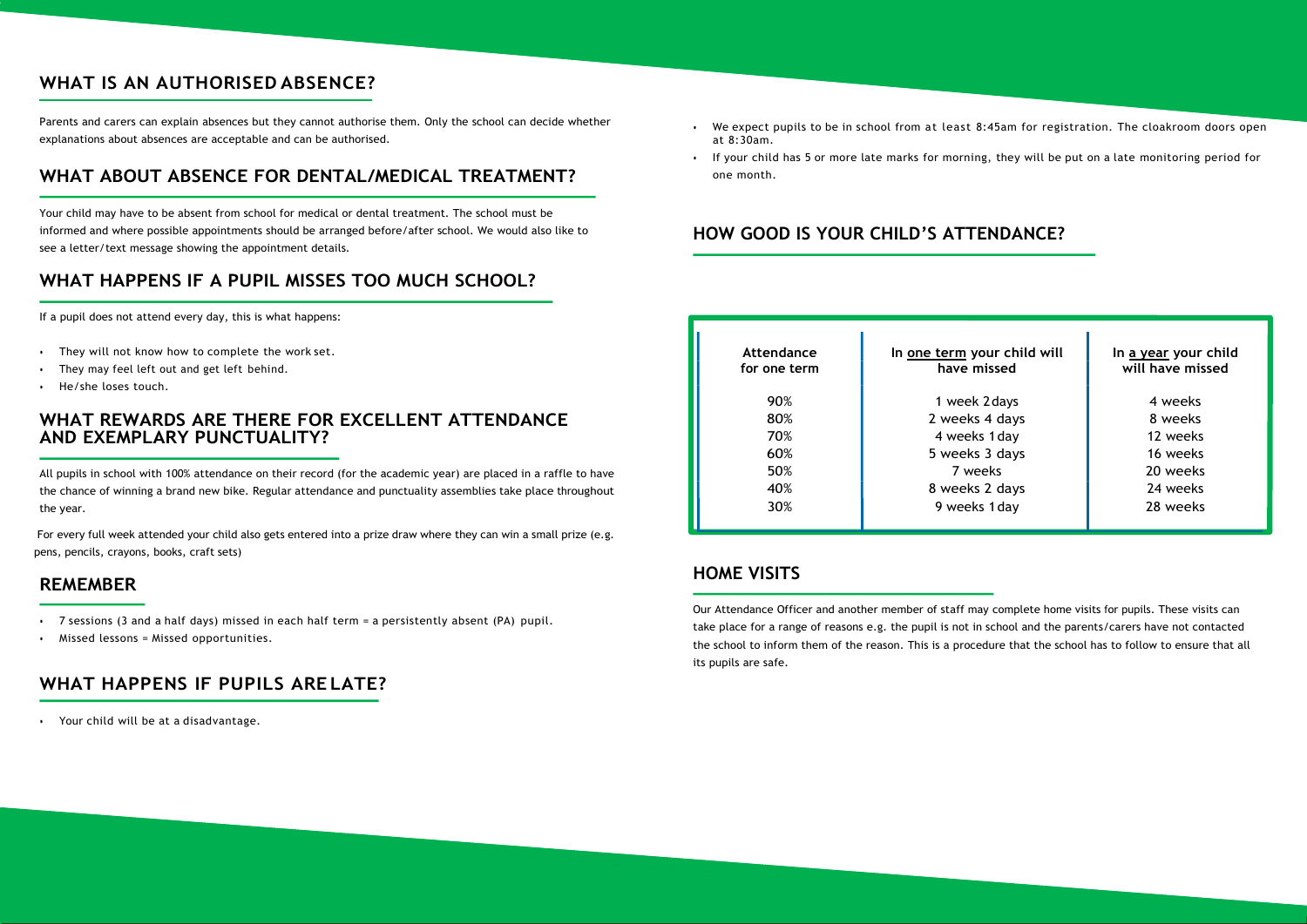## WHAT IS AN AUTHORISED ABSENCE?

Parents and carers can explain absences but they cannot authorise them. Only the school can decide whether explanations about absences are acceptable and can be authorised.

## WHAT ABOUT ABSENCE FOR DENTAL/MEDICAL TREATMENT?

Your child may have to be absent from school for medical or dental treatment. The school must be informed and where possible appointments should be arranged before/after school. We would also like to see a letter/text message showing the appointment details.

## WHAT HAPPENS IF A PUPIL MISSES TOO MUCH SCHOOL?

If a pupil does not attend every day, this is what happens:

- They will not know how to complete the work set.
- They may feel left out and get left behind.
- He/she loses touch.

## WHAT REWARDS ARE THERE FOR EXCELLENT ATTENDANCE AND EXEMPLARY PUNCTUALITY?

All pupils in school with 100% attendance on their record (for the academic year) are placed in a raffle to have the chance of winning a brand new bike. Regular attendance and punctuality assemblies take place throughout the year.

For every full week attended your child also gets entered into a prize draw where they can win a small prize (e.g. pens, pencils, crayons, books, craft sets)

## REMEMBER

- 7 sessions (3 and a half days) missed in each half term = a persistently absent (PA) pupil.
- Missed lessons = Missed opportunities.

## WHAT HAPPENS IF PUPILS ARE LATE?

- Your child will be at a disadvantage.
- We expect pupils to be in school from at least 8:45am for registration. The cloakroom doors open at 8:30am.
- If your child has 5 or more late marks for morning, they will be put on a late monitoring period for one month.

## HOW GOOD IS YOUR CHILD'S ATTENDANCE?

| Attendance for one term | In one term your child will have missed | In a year your child will have missed |
|---|---|---|
| 90% | 1 week 2 days | 4 weeks |
| 80% | 2 weeks 4 days | 8 weeks |
| 70% | 4 weeks 1 day | 12 weeks |
| 60% | 5 weeks 3 days | 16 weeks |
| 50% | 7 weeks | 20 weeks |
| 40% | 8 weeks 2 days | 24 weeks |
| 30% | 9 weeks 1 day | 28 weeks |

## HOME VISITS

Our Attendance Officer and another member of staff may complete home visits for pupils. These visits can take place for a range of reasons e.g. the pupil is not in school and the parents/carers have not contacted the school to inform them of the reason. This is a procedure that the school has to follow to ensure that all its pupils are safe.